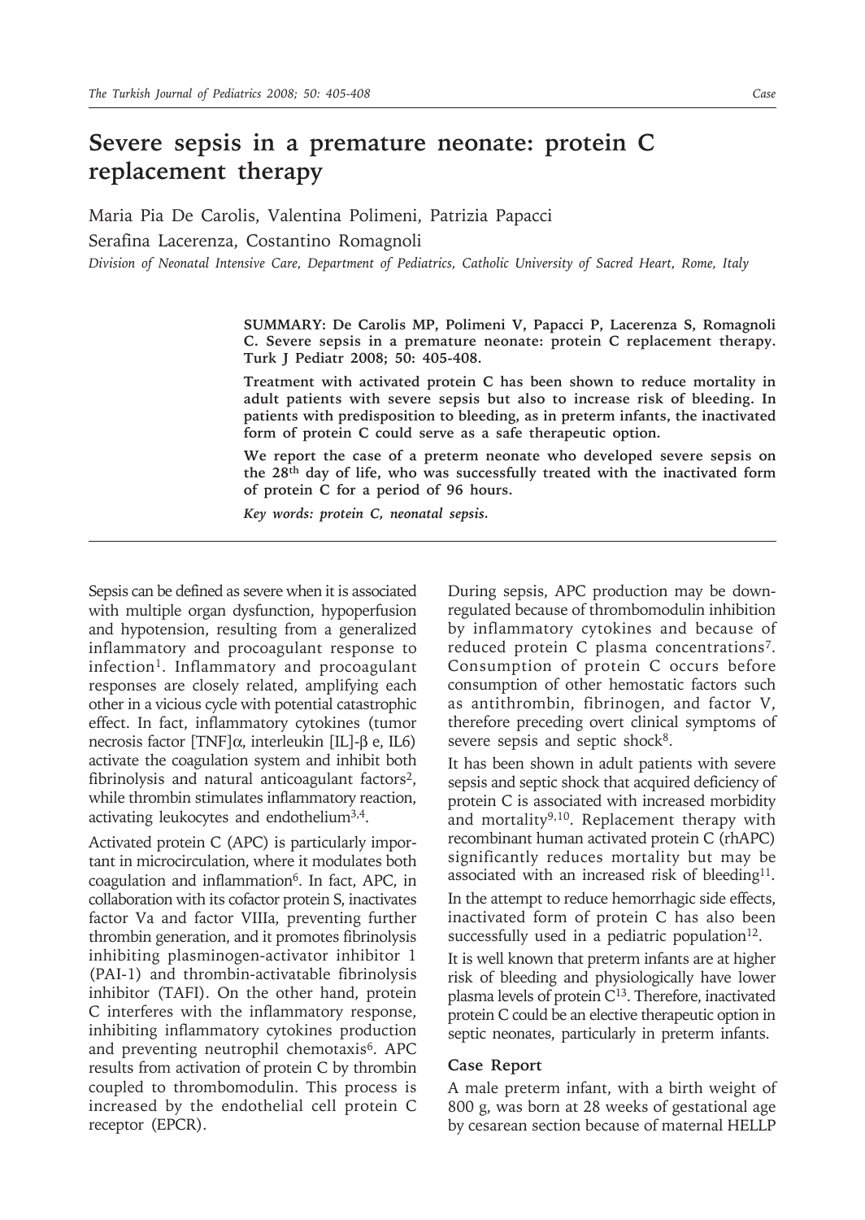# Severe sepsis in a premature neonate: protein C replacement therapy

Maria Pia De Carolis, Valentina Polimeni, Patrizia Papacci

Serafina Lacerenza, Costantino Romagnoli

*Division of Neonatal Intensive Care, Department of Pediatrics, Catholic University of Sacred Heart, Rome, Italy*

**SUMMARY: De Carolis MP, Polimeni V, Papacci P, Lacerenza S, Romagnoli C. Severe sepsis in a premature neonate: protein C replacement therapy. Turk J Pediatr 2008; 50: 405-408.**

**Treatment with activated protein C has been shown to reduce mortality in adult patients with severe sepsis but also to increase risk of bleeding. In patients with predisposition to bleeding, as in preterm infants, the inactivated form of protein C could serve as a safe therapeutic option.**

**We report the case of a preterm neonate who developed severe sepsis on the 28th day of life, who was successfully treated with the inactivated form of protein C for a period of 96 hours.**

***Key words: protein C, neonatal sepsis.***

---

Sepsis can be defined as severe when it is associated with multiple organ dysfunction, hypoperfusion and hypotension, resulting from a generalized inflammatory and procoagulant response to infection[1]. Inflammatory and procoagulant responses are closely related, amplifying each other in a vicious cycle with potential catastrophic effect. In fact, inflammatory cytokines (tumor necrosis factor [TNF]$\alpha$, interleukin [IL]-$\beta$ e, IL6) activate the coagulation system and inhibit both fibrinolysis and natural anticoagulant factors[2], while thrombin stimulates inflammatory reaction, activating leukocytes and endothelium[3,4].

Activated protein C (APC) is particularly important in microcirculation, where it modulates both coagulation and inflammation[6]. In fact, APC, in collaboration with its cofactor protein S, inactivates factor Va and factor VIIIa, preventing further thrombin generation, and it promotes fibrinolysis inhibiting plasminogen-activator inhibitor 1 (PAI-1) and thrombin-activatable fibrinolysis inhibitor (TAFI). On the other hand, protein C interferes with the inflammatory response, inhibiting inflammatory cytokines production and preventing neutrophil chemotaxis[6]. APC results from activation of protein C by thrombin coupled to thrombomodulin. This process is increased by the endothelial cell protein C receptor (EPCR).

During sepsis, APC production may be down-regulated because of thrombomodulin inhibition by inflammatory cytokines and because of reduced protein C plasma concentrations[7]. Consumption of protein C occurs before consumption of other hemostatic factors such as antithrombin, fibrinogen, and factor V, therefore preceding overt clinical symptoms of severe sepsis and septic shock[8].

It has been shown in adult patients with severe sepsis and septic shock that acquired deficiency of protein C is associated with increased morbidity and mortality[9,10]. Replacement therapy with recombinant human activated protein C (rhAPC) significantly reduces mortality but may be associated with an increased risk of bleeding[11].

In the attempt to reduce hemorrhagic side effects, inactivated form of protein C has also been successfully used in a pediatric population[12].

It is well known that preterm infants are at higher risk of bleeding and physiologically have lower plasma levels of protein C[13]. Therefore, inactivated protein C could be an elective therapeutic option in septic neonates, particularly in preterm infants.

## Case Report

A male preterm infant, with a birth weight of 800 g, was born at 28 weeks of gestational age by cesarean section because of maternal HELLP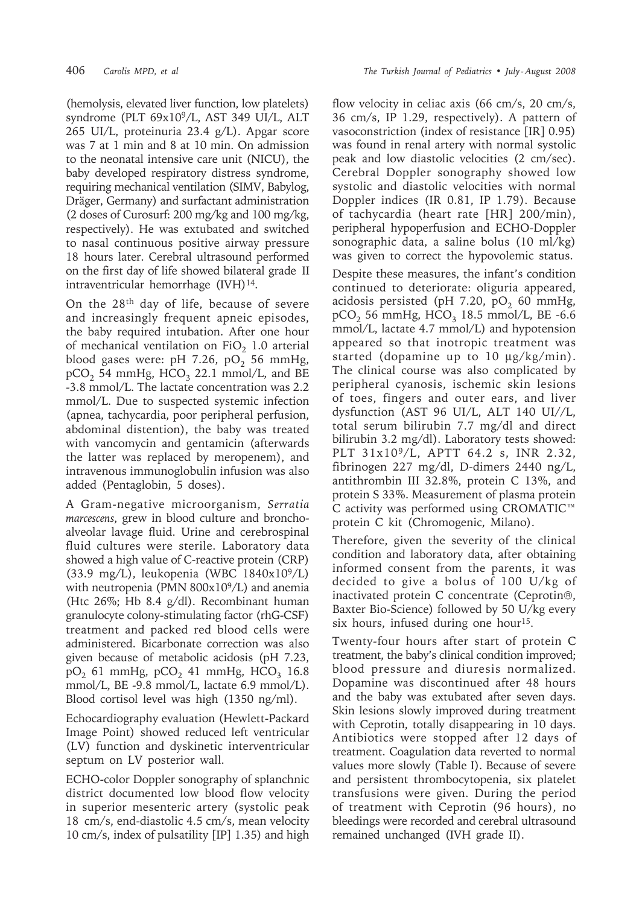(hemolysis, elevated liver function, low platelets) syndrome (PLT $69x10^9$/L, AST 349 UI/L, ALT 265 UI/L, proteinuria 23.4 g/L). Apgar score was 7 at 1 min and 8 at 10 min. On admission to the neonatal intensive care unit (NICU), the baby developed respiratory distress syndrome, requiring mechanical ventilation (SIMV, Babylog, Dräger, Germany) and surfactant administration (2 doses of Curosurf: 200 mg/kg and 100 mg/kg, respectively). He was extubated and switched to nasal continuous positive airway pressure 18 hours later. Cerebral ultrasound performed on the first day of life showed bilateral grade II intraventricular hemorrhage (IVH)[14].

On the 28th day of life, because of severe and increasingly frequent apneic episodes, the baby required intubation. After one hour of mechanical ventilation on $FiO_2$ 1.0 arterial blood gases were: pH 7.26, $pO_2$ 56 mmHg, $pCO_2$ 54 mmHg, $HCO_3$ 22.1 mmol/L, and BE -3.8 mmol/L. The lactate concentration was 2.2 mmol/L. Due to suspected systemic infection (apnea, tachycardia, poor peripheral perfusion, abdominal distention), the baby was treated with vancomycin and gentamicin (afterwards the latter was replaced by meropenem), and intravenous immunoglobulin infusion was also added (Pentaglobin, 5 doses).

A Gram-negative microorganism, *Serratia marcescens*, grew in blood culture and bronchoalveolar lavage fluid. Urine and cerebrospinal fluid cultures were sterile. Laboratory data showed a high value of C-reactive protein (CRP) (33.9 mg/L), leukopenia (WBC $1840x10^9$/L) with neutropenia (PMN $800x10^9$/L) and anemia (Htc 26%; Hb 8.4 g/dl). Recombinant human granulocyte colony-stimulating factor (rhG-CSF) treatment and packed red blood cells were administered. Bicarbonate correction was also given because of metabolic acidosis (pH 7.23, $pO_2$ 61 mmHg, $pCO_2$ 41 mmHg, $HCO_3$ 16.8 mmol/L, BE -9.8 mmol/L, lactate 6.9 mmol/L). Blood cortisol level was high (1350 ng/ml).

Echocardiography evaluation (Hewlett-Packard Image Point) showed reduced left ventricular (LV) function and dyskinetic interventricular septum on LV posterior wall.

ECHO-color Doppler sonography of splanchnic district documented low blood flow velocity in superior mesenteric artery (systolic peak 18 cm/s, end-diastolic 4.5 cm/s, mean velocity 10 cm/s, index of pulsatility [IP] 1.35) and high flow velocity in celiac axis (66 cm/s, 20 cm/s, 36 cm/s, IP 1.29, respectively). A pattern of vasoconstriction (index of resistance [IR] 0.95) was found in renal artery with normal systolic peak and low diastolic velocities (2 cm/sec). Cerebral Doppler sonography showed low systolic and diastolic velocities with normal Doppler indices (IR 0.81, IP 1.79). Because of tachycardia (heart rate [HR] 200/min), peripheral hypoperfusion and ECHO-Doppler sonographic data, a saline bolus (10 ml/kg) was given to correct the hypovolemic status.

Despite these measures, the infant's condition continued to deteriorate: oliguria appeared, acidosis persisted (pH 7.20, $pO_2$ 60 mmHg, $pCO_2$ 56 mmHg, $HCO_3$ 18.5 mmol/L, BE -6.6 mmol/L, lactate 4.7 mmol/L) and hypotension appeared so that inotropic treatment was started (dopamine up to 10 µg/kg/min). The clinical course was also complicated by peripheral cyanosis, ischemic skin lesions of toes, fingers and outer ears, and liver dysfunction (AST 96 UI/L, ALT 140 UI//L, total serum bilirubin 7.7 mg/dl and direct bilirubin 3.2 mg/dl). Laboratory tests showed: PLT $31x10^9$/L, APTT 64.2 s, INR 2.32, fibrinogen 227 mg/dl, D-dimers 2440 ng/L, antithrombin III 32.8%, protein C 13%, and protein S 33%. Measurement of plasma protein C activity was performed using CROMATIC™ protein C kit (Chromogenic, Milano).

Therefore, given the severity of the clinical condition and laboratory data, after obtaining informed consent from the parents, it was decided to give a bolus of 100 U/kg of inactivated protein C concentrate (Ceprotin®, Baxter Bio-Science) followed by 50 U/kg every six hours, infused during one hour[15].

Twenty-four hours after start of protein C treatment, the baby's clinical condition improved; blood pressure and diuresis normalized. Dopamine was discontinued after 48 hours and the baby was extubated after seven days. Skin lesions slowly improved during treatment with Ceprotin, totally disappearing in 10 days. Antibiotics were stopped after 12 days of treatment. Coagulation data reverted to normal values more slowly (Table I). Because of severe and persistent thrombocytopenia, six platelet transfusions were given. During the period of treatment with Ceprotin (96 hours), no bleedings were recorded and cerebral ultrasound remained unchanged (IVH grade II).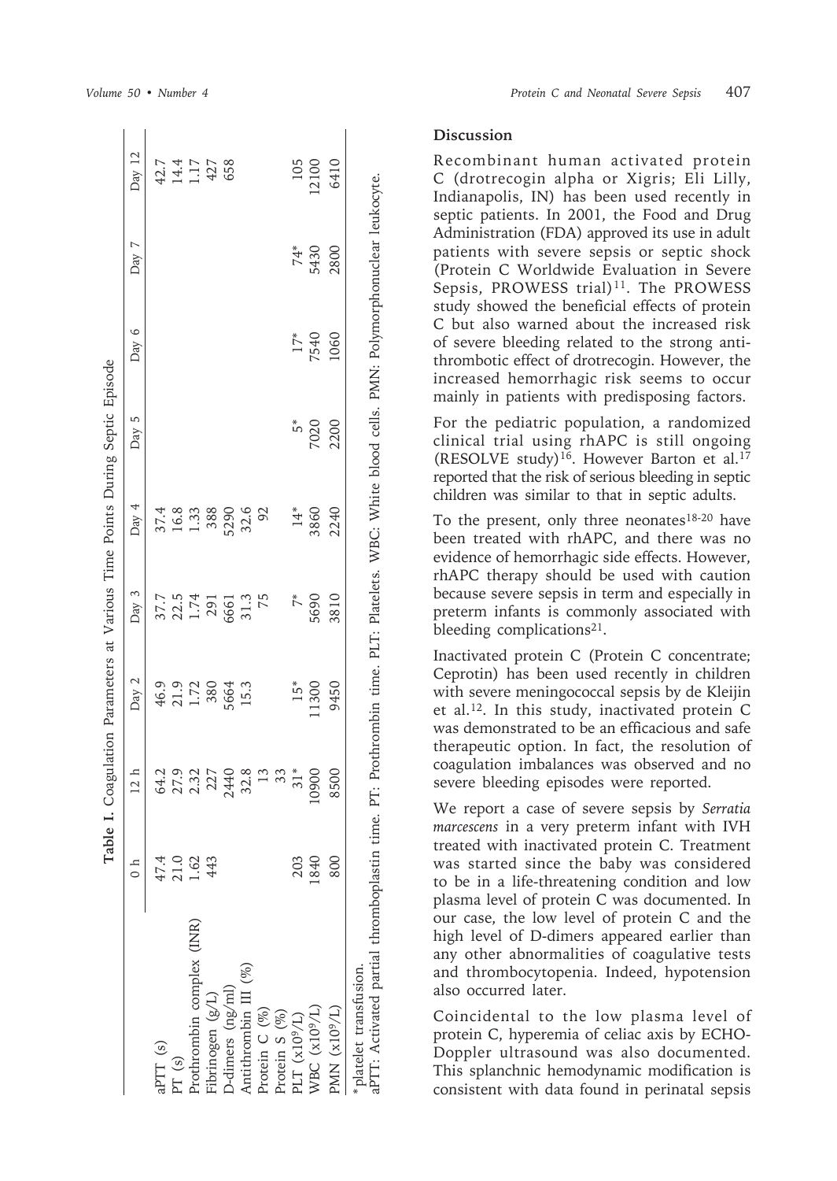**Table 1.** Coagulation Parameters at Various Time Points During Septic Episode

| | 0 h | 12 h | Day 2 | Day 3 | Day 4 | Day 5 | Day 6 | Day 7 | Day 12 |
|---|---|---|---|---|---|---|---|---|---|
| aPTT (s) | 47.4 | 64.2 | 46.9 | 37.7 | 37.4 | | | | 42.7 |
| PT (s) | 21.0 | 27.9 | 21.9 | 22.5 | 16.8 | | | | 14.4 |
| Prothrombin complex (INR) | 1.62 | 2.32 | 1.72 | 1.74 | 1.33 | | | | 1.17 |
| Fibrinogen (g/L) | 443 | 227 | 380 | 291 | 388 | | | | 427 |
| D-dimers (ng/ml) | | 2440 | 5664 | 6661 | 5290 | | | | 658 |
| Antithrombin III (%) | | 32.8 | 15.3 | 31.3 | 32.6 | | | | |
| Protein C (%) | | 13 | | 75 | 92 | | | | |
| Protein S (%) | | 33 | | | | | | | |
| PLT ($x10^9$/L) | 203 | 31* | 15* | 7* | 14* | 5* | 17* | 74* | 105 |
| WBC ($x10^9$/L) | 1840 | 10900 | 11300 | 5690 | 3860 | 7020 | 7540 | 5430 | 12100 |
| PMN ($x10^9$/L) | 800 | 8500 | 9450 | 3810 | 2240 | 2200 | 1060 | 2800 | 6410 |

*platelet transfusion.
aPTT: Activated partial thromboplastin time. PT: Prothrombin time. PLT: Platelets. WBC: White blood cells. PMN: Polymorphonuclear leukocyte.

## Discussion

Recombinant human activated protein C (drotrecogin alpha or Xigris; Eli Lilly, Indianapolis, IN) has been used recently in septic patients. In 2001, the Food and Drug Administration (FDA) approved its use in adult patients with severe sepsis or septic shock (Protein C Worldwide Evaluation in Severe Sepsis, PROWESS trial)[11]. The PROWESS study showed the beneficial effects of protein C but also warned about the increased risk of severe bleeding related to the strong anti-thrombotic effect of drotrecogin. However, the increased hemorrhagic risk seems to occur mainly in patients with predisposing factors.

For the pediatric population, a randomized clinical trial using rhAPC is still ongoing (RESOLVE study)[16]. However Barton et al.[17] reported that the risk of serious bleeding in septic children was similar to that in septic adults.

To the present, only three neonates[18-20] have been treated with rhAPC, and there was no evidence of hemorrhagic side effects. However, rhAPC therapy should be used with caution because severe sepsis in term and especially in preterm infants is commonly associated with bleeding complications[21].

Inactivated protein C (Protein C concentrate; Ceprotin) has been used recently in children with severe meningococcal sepsis by de Kleijin et al.[12]. In this study, inactivated protein C was demonstrated to be an efficacious and safe therapeutic option. In fact, the resolution of coagulation imbalances was observed and no severe bleeding episodes were reported.

We report a case of severe sepsis by *Serratia marcescens* in a very preterm infant with IVH treated with inactivated protein C. Treatment was started since the baby was considered to be in a life-threatening condition and low plasma level of protein C was documented. In our case, the low level of protein C and the high level of D-dimers appeared earlier than any other abnormalities of coagulative tests and thrombocytopenia. Indeed, hypotension also occurred later.

Coincidental to the low plasma level of protein C, hyperemia of celiac axis by ECHO-Doppler ultrasound was also documented. This splanchnic hemodynamic modification is consistent with data found in perinatal sepsis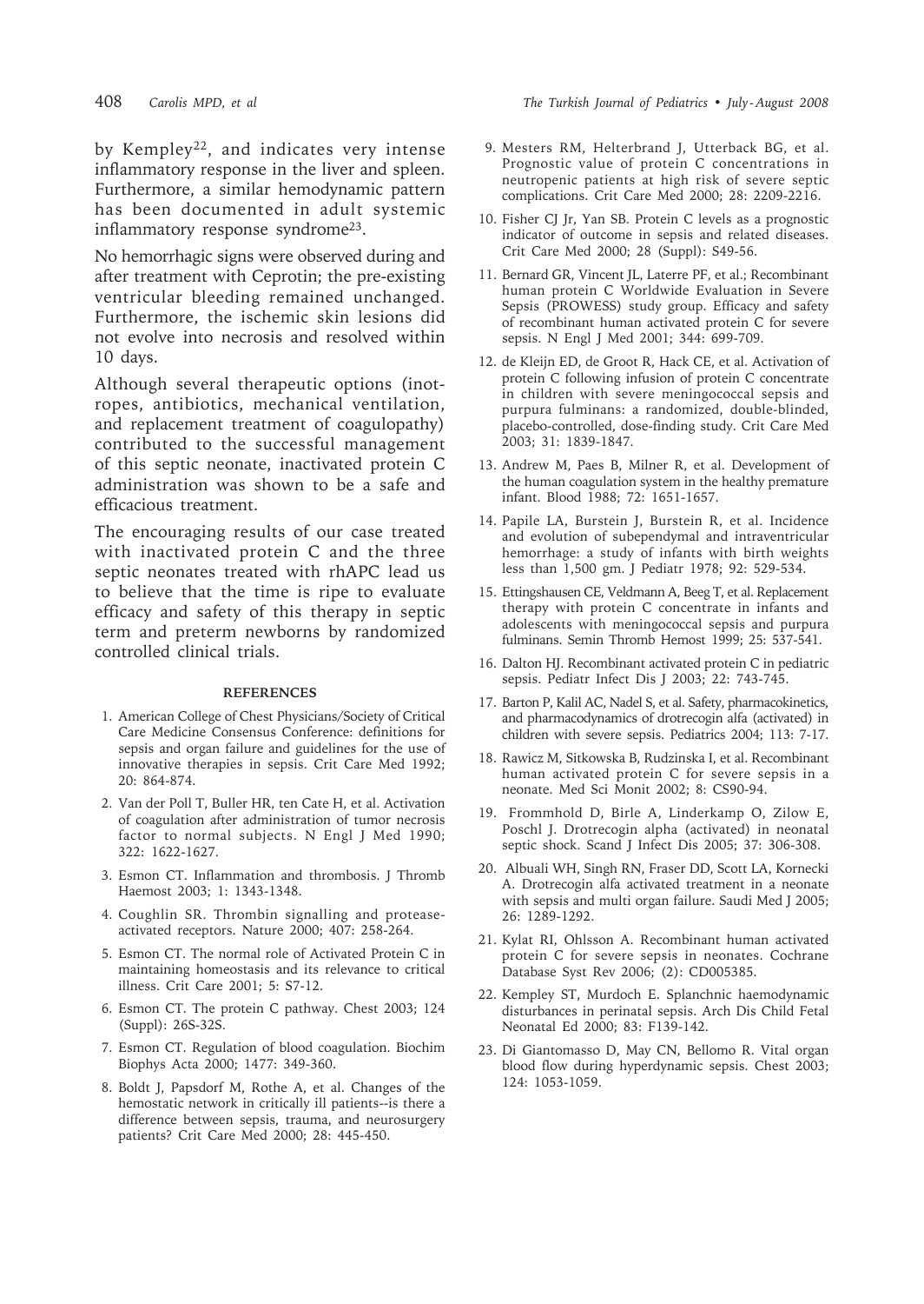by Kempley[22], and indicates very intense inflammatory response in the liver and spleen. Furthermore, a similar hemodynamic pattern has been documented in adult systemic inflammatory response syndrome[23].

No hemorrhagic signs were observed during and after treatment with Ceprotin; the pre-existing ventricular bleeding remained unchanged. Furthermore, the ischemic skin lesions did not evolve into necrosis and resolved within 10 days.

Although several therapeutic options (inotropes, antibiotics, mechanical ventilation, and replacement treatment of coagulopathy) contributed to the successful management of this septic neonate, inactivated protein C administration was shown to be a safe and efficacious treatment.

The encouraging results of our case treated with inactivated protein C and the three septic neonates treated with rhAPC lead us to believe that the time is ripe to evaluate efficacy and safety of this therapy in septic term and preterm newborns by randomized controlled clinical trials.

## REFERENCES

1. American College of Chest Physicians/Society of Critical Care Medicine Consensus Conference: definitions for sepsis and organ failure and guidelines for the use of innovative therapies in sepsis. Crit Care Med 1992; 20: 864-874.
2. Van der Poll T, Buller HR, ten Cate H, et al. Activation of coagulation after administration of tumor necrosis factor to normal subjects. N Engl J Med 1990; 322: 1622-1627.
3. Esmon CT. Inflammation and thrombosis. J Thromb Haemost 2003; 1: 1343-1348.
4. Coughlin SR. Thrombin signalling and protease-activated receptors. Nature 2000; 407: 258-264.
5. Esmon CT. The normal role of Activated Protein C in maintaining homeostasis and its relevance to critical illness. Crit Care 2001; 5: S7-12.
6. Esmon CT. The protein C pathway. Chest 2003; 124 (Suppl): 26S-32S.
7. Esmon CT. Regulation of blood coagulation. Biochim Biophys Acta 2000; 1477: 349-360.
8. Boldt J, Papsdorf M, Rothe A, et al. Changes of the hemostatic network in critically ill patients--is there a difference between sepsis, trauma, and neurosurgery patients? Crit Care Med 2000; 28: 445-450.
9. Mesters RM, Helterbrand J, Utterback BG, et al. Prognostic value of protein C concentrations in neutropenic patients at high risk of severe septic complications. Crit Care Med 2000; 28: 2209-2216.
10. Fisher CJ Jr, Yan SB. Protein C levels as a prognostic indicator of outcome in sepsis and related diseases. Crit Care Med 2000; 28 (Suppl): S49-56.
11. Bernard GR, Vincent JL, Laterre PF, et al.; Recombinant human protein C Worldwide Evaluation in Severe Sepsis (PROWESS) study group. Efficacy and safety of recombinant human activated protein C for severe sepsis. N Engl J Med 2001; 344: 699-709.
12. de Kleijn ED, de Groot R, Hack CE, et al. Activation of protein C following infusion of protein C concentrate in children with severe meningococcal sepsis and purpura fulminans: a randomized, double-blinded, placebo-controlled, dose-finding study. Crit Care Med 2003; 31: 1839-1847.
13. Andrew M, Paes B, Milner R, et al. Development of the human coagulation system in the healthy premature infant. Blood 1988; 72: 1651-1657.
14. Papile LA, Burstein J, Burstein R, et al. Incidence and evolution of subependymal and intraventricular hemorrhage: a study of infants with birth weights less than 1,500 gm. J Pediatr 1978; 92: 529-534.
15. Ettingshausen CE, Veldmann A, Beeg T, et al. Replacement therapy with protein C concentrate in infants and adolescents with meningococcal sepsis and purpura fulminans. Semin Thromb Hemost 1999; 25: 537-541.
16. Dalton HJ. Recombinant activated protein C in pediatric sepsis. Pediatr Infect Dis J 2003; 22: 743-745.
17. Barton P, Kalil AC, Nadel S, et al. Safety, pharmacokinetics, and pharmacodynamics of drotrecogin alfa (activated) in children with severe sepsis. Pediatrics 2004; 113: 7-17.
18. Rawicz M, Sitkowska B, Rudzinska I, et al. Recombinant human activated protein C for severe sepsis in a neonate. Med Sci Monit 2002; 8: CS90-94.
19. Frommhold D, Birle A, Linderkamp O, Zilow E, Poschl J. Drotrecogin alpha (activated) in neonatal septic shock. Scand J Infect Dis 2005; 37: 306-308.
20. Albuali WH, Singh RN, Fraser DD, Scott LA, Kornecki A. Drotrecogin alfa activated treatment in a neonate with sepsis and multi organ failure. Saudi Med J 2005; 26: 1289-1292.
21. Kylat RI, Ohlsson A. Recombinant human activated protein C for severe sepsis in neonates. Cochrane Database Syst Rev 2006; (2): CD005385.
22. Kempley ST, Murdoch E. Splanchnic haemodynamic disturbances in perinatal sepsis. Arch Dis Child Fetal Neonatal Ed 2000; 83: F139-142.
23. Di Giantomasso D, May CN, Bellomo R. Vital organ blood flow during hyperdynamic sepsis. Chest 2003; 124: 1053-1059.